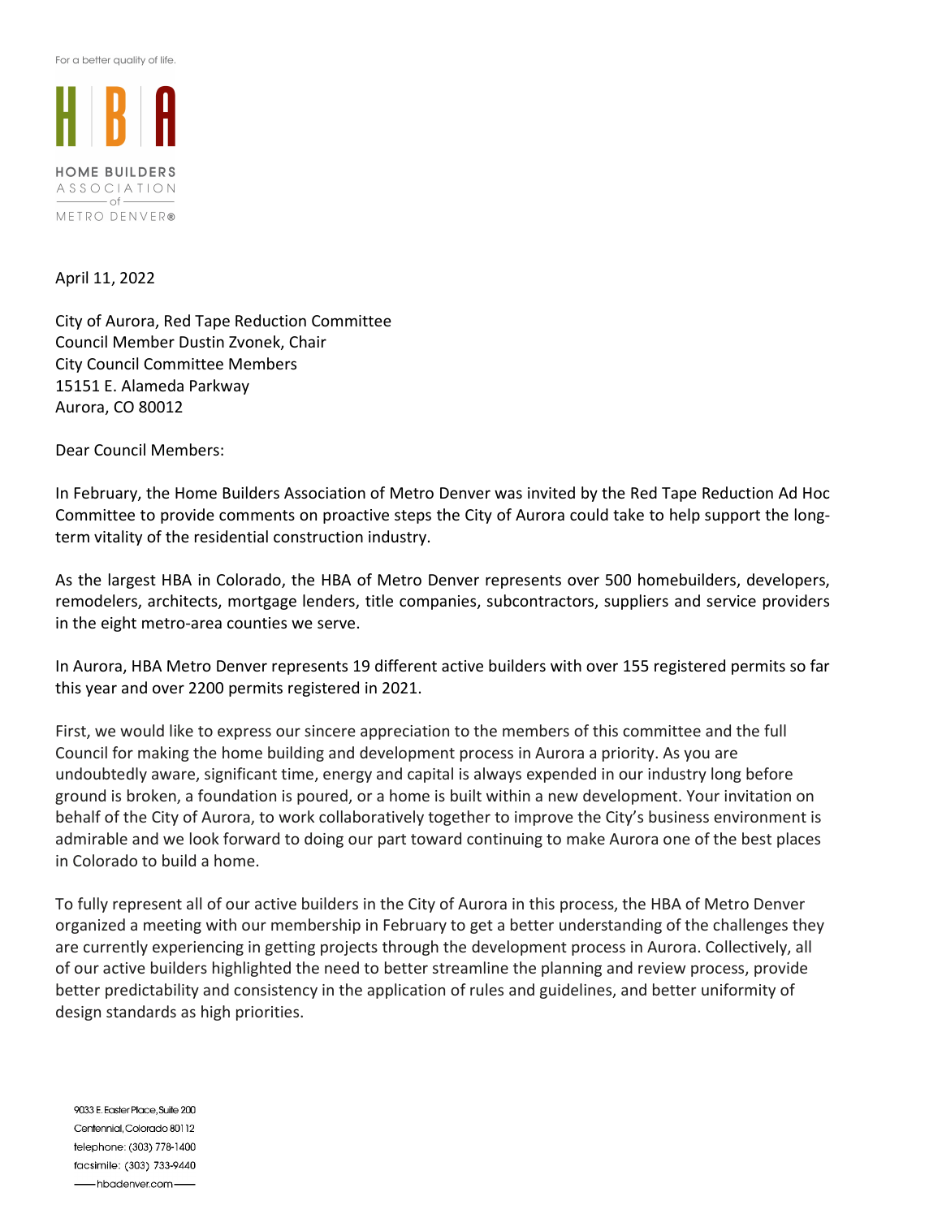For a better quality of life.

HOME BUILDERS ASSOCIATION of METRO DENVER®

April 11, 2022

City of Aurora, Red Tape Reduction Committee
Council Member Dustin Zvonek, Chair
City Council Committee Members
15151 E. Alameda Parkway
Aurora, CO 80012

Dear Council Members:

In February, the Home Builders Association of Metro Denver was invited by the Red Tape Reduction Ad Hoc Committee to provide comments on proactive steps the City of Aurora could take to help support the long-term vitality of the residential construction industry.

As the largest HBA in Colorado, the HBA of Metro Denver represents over 500 homebuilders, developers, remodelers, architects, mortgage lenders, title companies, subcontractors, suppliers and service providers in the eight metro-area counties we serve.

In Aurora, HBA Metro Denver represents 19 different active builders with over 155 registered permits so far this year and over 2200 permits registered in 2021.

First, we would like to express our sincere appreciation to the members of this committee and the full Council for making the home building and development process in Aurora a priority. As you are undoubtedly aware, significant time, energy and capital is always expended in our industry long before ground is broken, a foundation is poured, or a home is built within a new development. Your invitation on behalf of the City of Aurora, to work collaboratively together to improve the City's business environment is admirable and we look forward to doing our part toward continuing to make Aurora one of the best places in Colorado to build a home.

To fully represent all of our active builders in the City of Aurora in this process, the HBA of Metro Denver organized a meeting with our membership in February to get a better understanding of the challenges they are currently experiencing in getting projects through the development process in Aurora. Collectively, all of our active builders highlighted the need to better streamline the planning and review process, provide better predictability and consistency in the application of rules and guidelines, and better uniformity of design standards as high priorities.

9033 E. Easter Place, Suite 200
Centennial, Colorado 80112
telephone: (303) 778-1400
facsimile: (303) 733-9440
hbadenver.com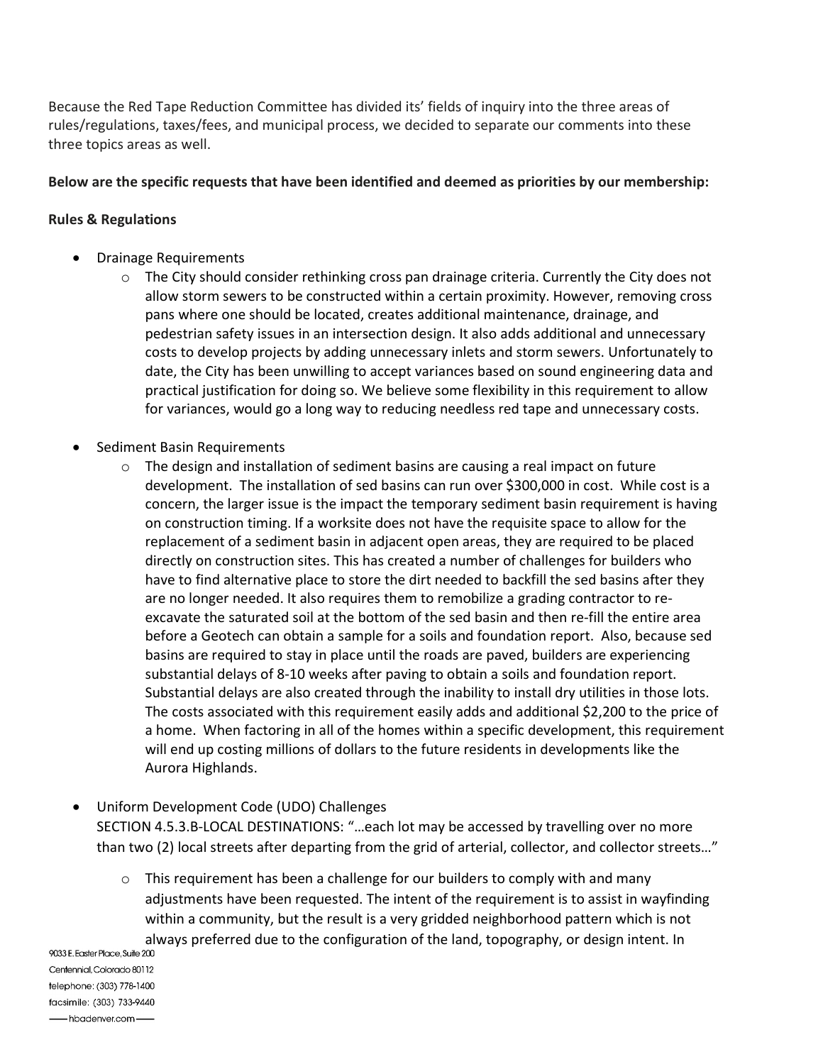Because the Red Tape Reduction Committee has divided its' fields of inquiry into the three areas of rules/regulations, taxes/fees, and municipal process, we decided to separate our comments into these three topics areas as well.

**Below are the specific requests that have been identified and deemed as priorities by our membership:**

**Rules & Regulations**

- Drainage Requirements
  - The City should consider rethinking cross pan drainage criteria. Currently the City does not allow storm sewers to be constructed within a certain proximity. However, removing cross pans where one should be located, creates additional maintenance, drainage, and pedestrian safety issues in an intersection design. It also adds additional and unnecessary costs to develop projects by adding unnecessary inlets and storm sewers. Unfortunately to date, the City has been unwilling to accept variances based on sound engineering data and practical justification for doing so. We believe some flexibility in this requirement to allow for variances, would go a long way to reducing needless red tape and unnecessary costs.

- Sediment Basin Requirements
  - The design and installation of sediment basins are causing a real impact on future development. The installation of sed basins can run over $300,000 in cost. While cost is a concern, the larger issue is the impact the temporary sediment basin requirement is having on construction timing. If a worksite does not have the requisite space to allow for the replacement of a sediment basin in adjacent open areas, they are required to be placed directly on construction sites. This has created a number of challenges for builders who have to find alternative place to store the dirt needed to backfill the sed basins after they are no longer needed. It also requires them to remobilize a grading contractor to re-excavate the saturated soil at the bottom of the sed basin and then re-fill the entire area before a Geotech can obtain a sample for a soils and foundation report. Also, because sed basins are required to stay in place until the roads are paved, builders are experiencing substantial delays of 8-10 weeks after paving to obtain a soils and foundation report. Substantial delays are also created through the inability to install dry utilities in those lots. The costs associated with this requirement easily adds and additional $2,200 to the price of a home. When factoring in all of the homes within a specific development, this requirement will end up costing millions of dollars to the future residents in developments like the Aurora Highlands.

- Uniform Development Code (UDO) Challenges

  SECTION 4.5.3.B-LOCAL DESTINATIONS: "…each lot may be accessed by travelling over no more than two (2) local streets after departing from the grid of arterial, collector, and collector streets…"
  - This requirement has been a challenge for our builders to comply with and many adjustments have been requested. The intent of the requirement is to assist in wayfinding within a community, but the result is a very gridded neighborhood pattern which is not always preferred due to the configuration of the land, topography, or design intent. In

9033 E. Easter Place, Suite 200
Centennial, Colorado 80112
telephone: (303) 778-1400
facsimile: (303) 733-9440
hbadenver.com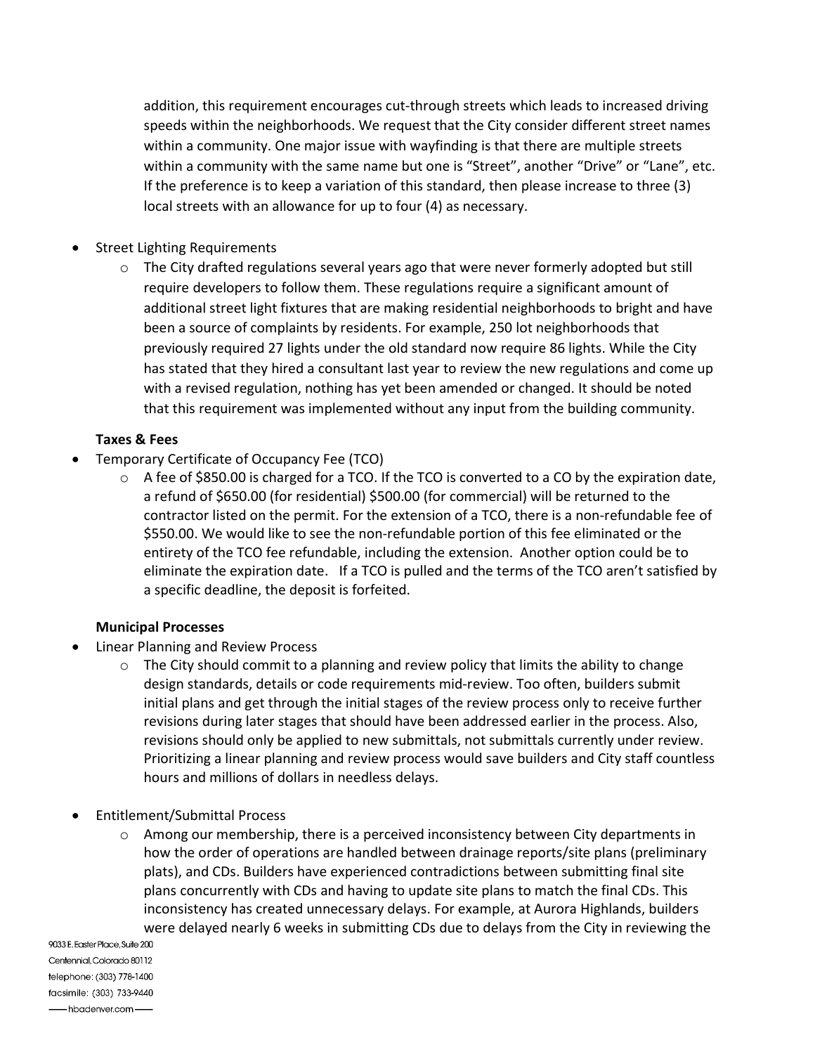addition, this requirement encourages cut-through streets which leads to increased driving speeds within the neighborhoods. We request that the City consider different street names within a community. One major issue with wayfinding is that there are multiple streets within a community with the same name but one is "Street", another "Drive" or "Lane", etc. If the preference is to keep a variation of this standard, then please increase to three (3) local streets with an allowance for up to four (4) as necessary.

- Street Lighting Requirements
  - The City drafted regulations several years ago that were never formerly adopted but still require developers to follow them. These regulations require a significant amount of additional street light fixtures that are making residential neighborhoods to bright and have been a source of complaints by residents. For example, 250 lot neighborhoods that previously required 27 lights under the old standard now require 86 lights. While the City has stated that they hired a consultant last year to review the new regulations and come up with a revised regulation, nothing has yet been amended or changed. It should be noted that this requirement was implemented without any input from the building community.

**Taxes & Fees**

- Temporary Certificate of Occupancy Fee (TCO)
  - A fee of $850.00 is charged for a TCO. If the TCO is converted to a CO by the expiration date, a refund of $650.00 (for residential) $500.00 (for commercial) will be returned to the contractor listed on the permit. For the extension of a TCO, there is a non-refundable fee of $550.00. We would like to see the non-refundable portion of this fee eliminated or the entirety of the TCO fee refundable, including the extension. Another option could be to eliminate the expiration date. If a TCO is pulled and the terms of the TCO aren't satisfied by a specific deadline, the deposit is forfeited.

**Municipal Processes**

- Linear Planning and Review Process
  - The City should commit to a planning and review policy that limits the ability to change design standards, details or code requirements mid-review. Too often, builders submit initial plans and get through the initial stages of the review process only to receive further revisions during later stages that should have been addressed earlier in the process. Also, revisions should only be applied to new submittals, not submittals currently under review. Prioritizing a linear planning and review process would save builders and City staff countless hours and millions of dollars in needless delays.

- Entitlement/Submittal Process
  - Among our membership, there is a perceived inconsistency between City departments in how the order of operations are handled between drainage reports/site plans (preliminary plats), and CDs. Builders have experienced contradictions between submitting final site plans concurrently with CDs and having to update site plans to match the final CDs. This inconsistency has created unnecessary delays. For example, at Aurora Highlands, builders were delayed nearly 6 weeks in submitting CDs due to delays from the City in reviewing the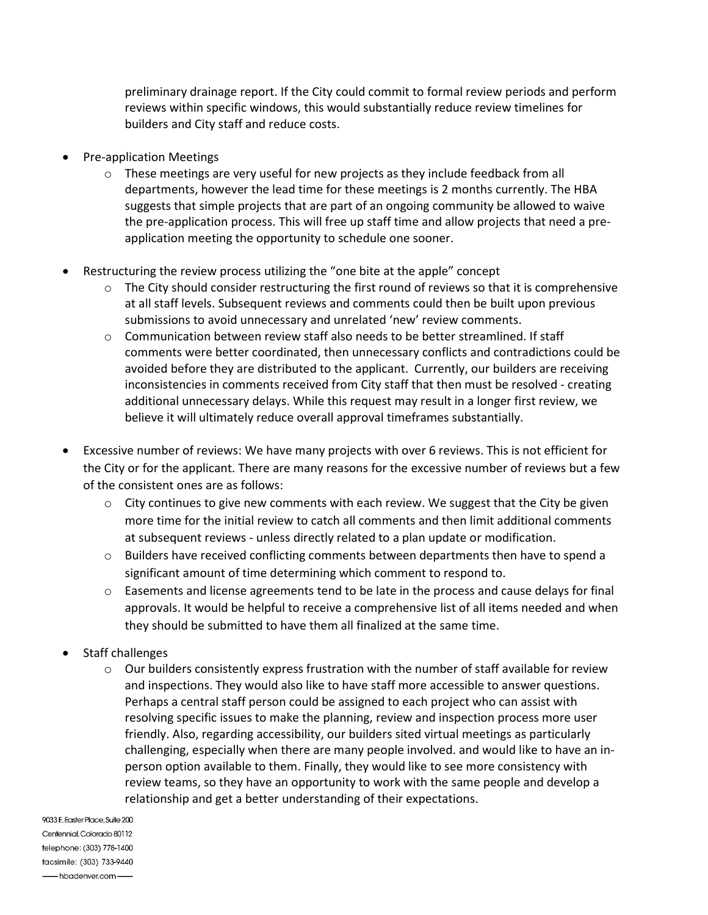preliminary drainage report. If the City could commit to formal review periods and perform reviews within specific windows, this would substantially reduce review timelines for builders and City staff and reduce costs.

- Pre-application Meetings
  - These meetings are very useful for new projects as they include feedback from all departments, however the lead time for these meetings is 2 months currently. The HBA suggests that simple projects that are part of an ongoing community be allowed to waive the pre-application process. This will free up staff time and allow projects that need a pre-application meeting the opportunity to schedule one sooner.

- Restructuring the review process utilizing the "one bite at the apple" concept
  - The City should consider restructuring the first round of reviews so that it is comprehensive at all staff levels. Subsequent reviews and comments could then be built upon previous submissions to avoid unnecessary and unrelated 'new' review comments.
  - Communication between review staff also needs to be better streamlined. If staff comments were better coordinated, then unnecessary conflicts and contradictions could be avoided before they are distributed to the applicant. Currently, our builders are receiving inconsistencies in comments received from City staff that then must be resolved - creating additional unnecessary delays. While this request may result in a longer first review, we believe it will ultimately reduce overall approval timeframes substantially.

- Excessive number of reviews: We have many projects with over 6 reviews. This is not efficient for the City or for the applicant. There are many reasons for the excessive number of reviews but a few of the consistent ones are as follows:
  - City continues to give new comments with each review. We suggest that the City be given more time for the initial review to catch all comments and then limit additional comments at subsequent reviews - unless directly related to a plan update or modification.
  - Builders have received conflicting comments between departments then have to spend a significant amount of time determining which comment to respond to.
  - Easements and license agreements tend to be late in the process and cause delays for final approvals. It would be helpful to receive a comprehensive list of all items needed and when they should be submitted to have them all finalized at the same time.

- Staff challenges
  - Our builders consistently express frustration with the number of staff available for review and inspections. They would also like to have staff more accessible to answer questions. Perhaps a central staff person could be assigned to each project who can assist with resolving specific issues to make the planning, review and inspection process more user friendly. Also, regarding accessibility, our builders sited virtual meetings as particularly challenging, especially when there are many people involved. and would like to have an in-person option available to them. Finally, they would like to see more consistency with review teams, so they have an opportunity to work with the same people and develop a relationship and get a better understanding of their expectations.

9033 E. Easter Place, Suite 200
Centennial, Colorado 80112
telephone: (303) 778-1400
facsimile: (303) 733-9440
hbadenver.com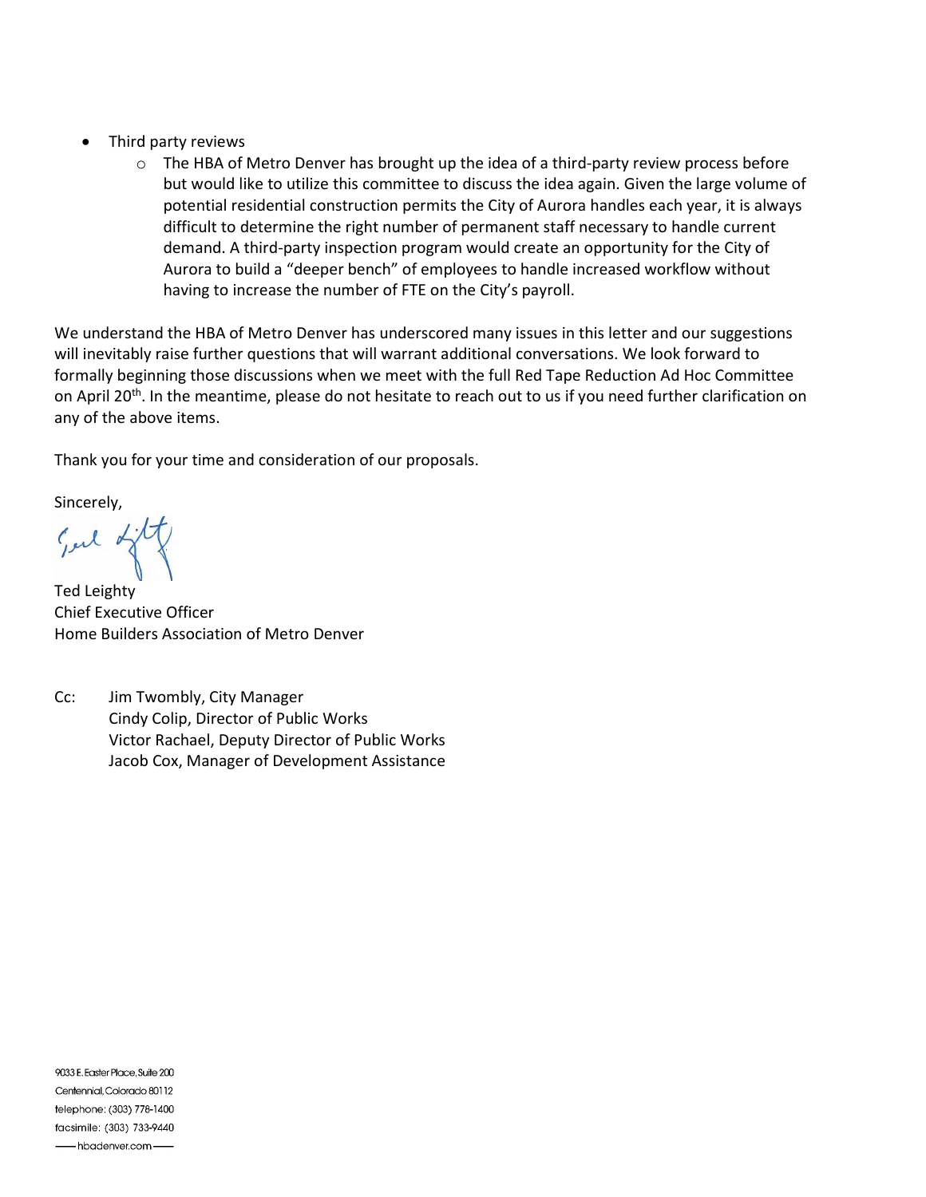- Third party reviews
    - The HBA of Metro Denver has brought up the idea of a third-party review process before but would like to utilize this committee to discuss the idea again. Given the large volume of potential residential construction permits the City of Aurora handles each year, it is always difficult to determine the right number of permanent staff necessary to handle current demand. A third-party inspection program would create an opportunity for the City of Aurora to build a "deeper bench" of employees to handle increased workflow without having to increase the number of FTE on the City's payroll.

We understand the HBA of Metro Denver has underscored many issues in this letter and our suggestions will inevitably raise further questions that will warrant additional conversations. We look forward to formally beginning those discussions when we meet with the full Red Tape Reduction Ad Hoc Committee on April 20th. In the meantime, please do not hesitate to reach out to us if you need further clarification on any of the above items.

Thank you for your time and consideration of our proposals.

Sincerely,

Ted Leighty
Chief Executive Officer
Home Builders Association of Metro Denver

Cc: Jim Twombly, City Manager
Cindy Colip, Director of Public Works
Victor Rachael, Deputy Director of Public Works
Jacob Cox, Manager of Development Assistance

9033 E. Easter Place, Suite 200
Centennial, Colorado 80112
telephone: (303) 778-1400
facsimile: (303) 733-9440
hbadenver.com